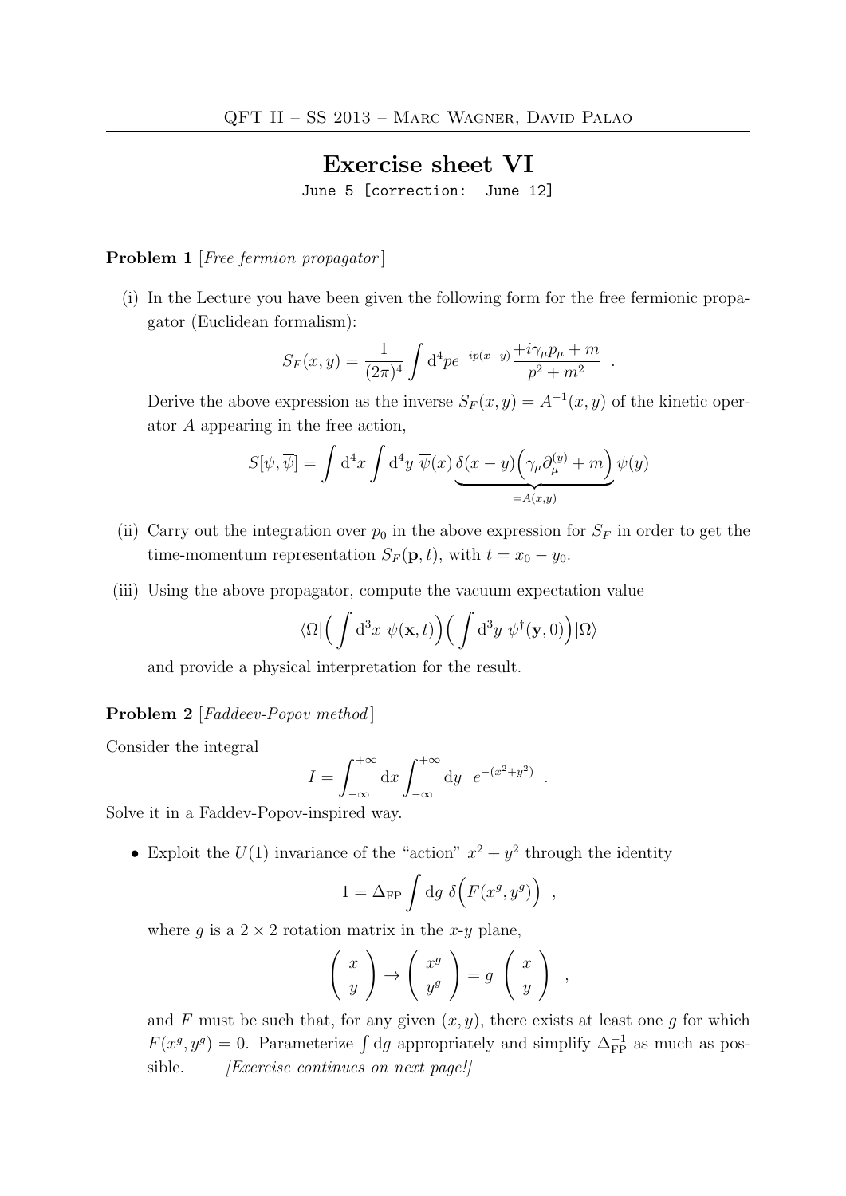# Exercise sheet VI

June 5 [correction: June 12]

**Problem 1** [*Free fermion propagator*]

(i) In the Lecture you have been given the following form for the free fermionic propagator (Euclidean formalism):

$$S_F(x,y) = \frac{1}{(2\pi)^4} \int \mathrm{d}^4 p e^{-ip(x-y)} \frac{+i\gamma_\mu p_\mu + m}{p^2 + m^2} \quad .$$

Derive the above expression as the inverse $S_F(x,y) = A^{-1}(x,y)$ of the kinetic operator $A$ appearing in the free action,

$$S[\psi, \overline{\psi}] = \int \mathrm{d}^4 x \int \mathrm{d}^4 y \; \overline{\psi}(x) \underbrace{\delta(x-y)\Big(\gamma_\mu \partial_\mu^{(y)} + m\Big)}_{=A(x,y)} \psi(y)$$

(ii) Carry out the integration over $p_0$ in the above expression for $S_F$ in order to get the time-momentum representation $S_F(\mathbf{p}, t)$, with $t = x_0 - y_0$.

(iii) Using the above propagator, compute the vacuum expectation value

$$\langle \Omega | \Big( \int \mathrm{d}^3 x \; \psi(\mathbf{x}, t) \Big) \Big( \int \mathrm{d}^3 y \; \psi^\dagger(\mathbf{y}, 0) \Big) | \Omega \rangle$$

and provide a physical interpretation for the result.

**Problem 2** [*Faddeev-Popov method*]

Consider the integral

$$I = \int_{-\infty}^{+\infty} \mathrm{d}x \int_{-\infty}^{+\infty} \mathrm{d}y \quad e^{-(x^2+y^2)} \quad .$$

Solve it in a Faddev-Popov-inspired way.

- Exploit the $U(1)$ invariance of the "action" $x^2 + y^2$ through the identity

$$1 = \Delta_{\mathrm{FP}} \int \mathrm{d}g \; \delta\Big(F(x^g, y^g)\Big) \quad ,$$

where $g$ is a $2 \times 2$ rotation matrix in the $x$-$y$ plane,

$$\begin{pmatrix} x \\ y \end{pmatrix} \to \begin{pmatrix} x^g \\ y^g \end{pmatrix} = g \begin{pmatrix} x \\ y \end{pmatrix} \quad ,$$

and $F$ must be such that, for any given $(x,y)$, there exists at least one $g$ for which $F(x^g, y^g) = 0$. Parameterize $\int \mathrm{d}g$ appropriately and simplify $\Delta_{\mathrm{FP}}^{-1}$ as much as possible. *[Exercise continues on next page!]*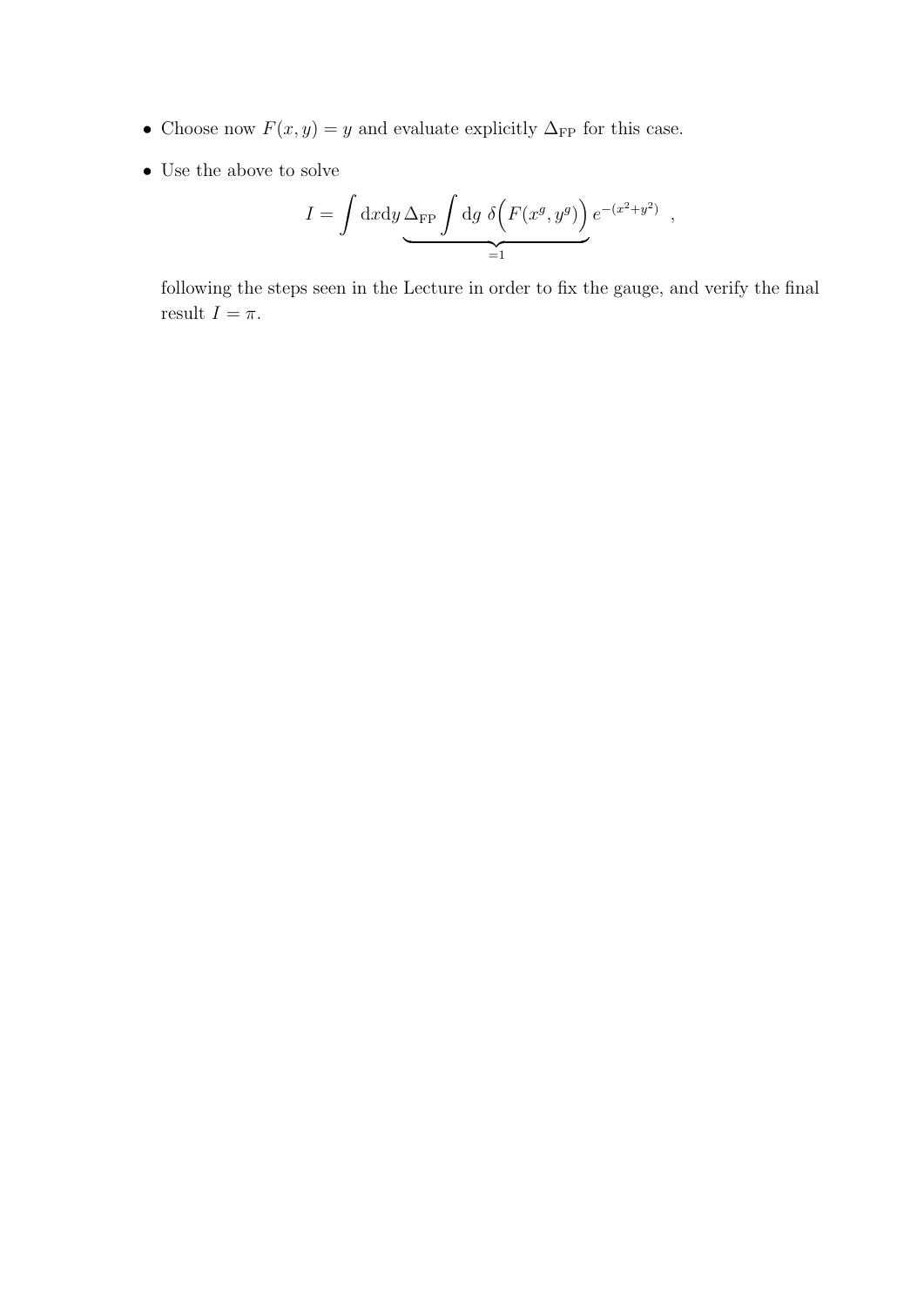- Choose now $F(x, y) = y$ and evaluate explicitly $\Delta_{\text{FP}}$ for this case.
- Use the above to solve

$$I = \int \mathrm{d}x\mathrm{d}y \underbrace{\Delta_{\text{FP}} \int \mathrm{d}g \; \delta\Big(F(x^g, y^g)\Big)}_{=1} e^{-(x^2+y^2)} \;\; ,$$

  following the steps seen in the Lecture in order to fix the gauge, and verify the final result $I = \pi$.